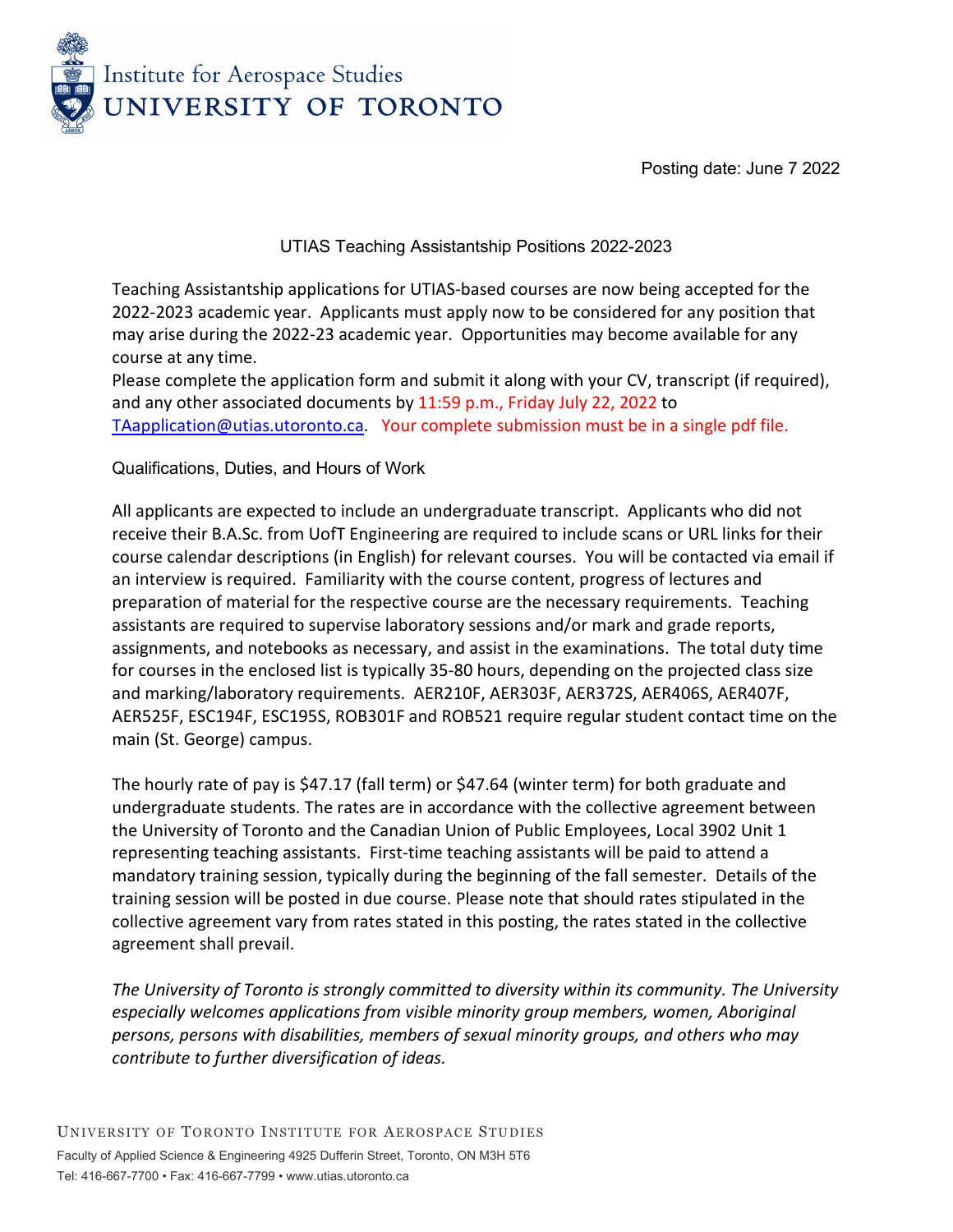Institute for Aerospace Studies
UNIVERSITY OF TORONTO

Posting date: June 7 2022

# UTIAS Teaching Assistantship Positions 2022-2023

Teaching Assistantship applications for UTIAS-based courses are now being accepted for the 2022-2023 academic year. Applicants must apply now to be considered for any position that may arise during the 2022-23 academic year. Opportunities may become available for any course at any time.
Please complete the application form and submit it along with your CV, transcript (if required), and any other associated documents by 11:59 p.m., Friday July 22, 2022 to TAapplication@utias.utoronto.ca. Your complete submission must be in a single pdf file.

## Qualifications, Duties, and Hours of Work

All applicants are expected to include an undergraduate transcript. Applicants who did not receive their B.A.Sc. from UofT Engineering are required to include scans or URL links for their course calendar descriptions (in English) for relevant courses. You will be contacted via email if an interview is required. Familiarity with the course content, progress of lectures and preparation of material for the respective course are the necessary requirements. Teaching assistants are required to supervise laboratory sessions and/or mark and grade reports, assignments, and notebooks as necessary, and assist in the examinations. The total duty time for courses in the enclosed list is typically 35-80 hours, depending on the projected class size and marking/laboratory requirements. AER210F, AER303F, AER372S, AER406S, AER407F, AER525F, ESC194F, ESC195S, ROB301F and ROB521 require regular student contact time on the main (St. George) campus.

The hourly rate of pay is $47.17 (fall term) or $47.64 (winter term) for both graduate and undergraduate students. The rates are in accordance with the collective agreement between the University of Toronto and the Canadian Union of Public Employees, Local 3902 Unit 1 representing teaching assistants. First-time teaching assistants will be paid to attend a mandatory training session, typically during the beginning of the fall semester. Details of the training session will be posted in due course. Please note that should rates stipulated in the collective agreement vary from rates stated in this posting, the rates stated in the collective agreement shall prevail.

*The University of Toronto is strongly committed to diversity within its community. The University especially welcomes applications from visible minority group members, women, Aboriginal persons, persons with disabilities, members of sexual minority groups, and others who may contribute to further diversification of ideas.*

UNIVERSITY OF TORONTO INSTITUTE FOR AEROSPACE STUDIES
Faculty of Applied Science & Engineering 4925 Dufferin Street, Toronto, ON M3H 5T6
Tel: 416-667-7700 • Fax: 416-667-7799 • www.utias.utoronto.ca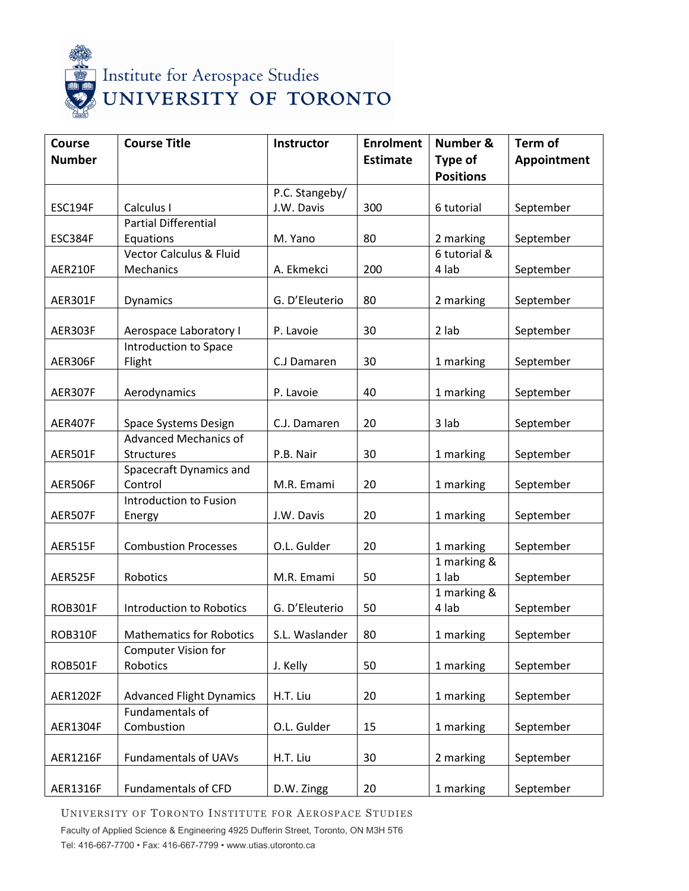| Course Number | Course Title | Instructor | Enrolment Estimate | Number & Type of Positions | Term of Appointment |
|---|---|---|---|---|---|
| ESC194F | Calculus I | P.C. Stangeby/ J.W. Davis | 300 | 6 tutorial | September |
| ESC384F | Partial Differential Equations | M. Yano | 80 | 2 marking | September |
| AER210F | Vector Calculus & Fluid Mechanics | A. Ekmekci | 200 | 6 tutorial & 4 lab | September |
| AER301F | Dynamics | G. D'Eleuterio | 80 | 2 marking | September |
| AER303F | Aerospace Laboratory I | P. Lavoie | 30 | 2 lab | September |
| AER306F | Introduction to Space Flight | C.J Damaren | 30 | 1 marking | September |
| AER307F | Aerodynamics | P. Lavoie | 40 | 1 marking | September |
| AER407F | Space Systems Design | C.J. Damaren | 20 | 3 lab | September |
| AER501F | Advanced Mechanics of Structures | P.B. Nair | 30 | 1 marking | September |
| AER506F | Spacecraft Dynamics and Control | M.R. Emami | 20 | 1 marking | September |
| AER507F | Introduction to Fusion Energy | J.W. Davis | 20 | 1 marking | September |
| AER515F | Combustion Processes | O.L. Gulder | 20 | 1 marking | September |
| AER525F | Robotics | M.R. Emami | 50 | 1 marking & 1 lab | September |
| ROB301F | Introduction to Robotics | G. D'Eleuterio | 50 | 1 marking & 4 lab | September |
| ROB310F | Mathematics for Robotics | S.L. Waslander | 80 | 1 marking | September |
| ROB501F | Computer Vision for Robotics | J. Kelly | 50 | 1 marking | September |
| AER1202F | Advanced Flight Dynamics | H.T. Liu | 20 | 1 marking | September |
| AER1304F | Fundamentals of Combustion | O.L. Gulder | 15 | 1 marking | September |
| AER1216F | Fundamentals of UAVs | H.T. Liu | 30 | 2 marking | September |
| AER1316F | Fundamentals of CFD | D.W. Zingg | 20 | 1 marking | September |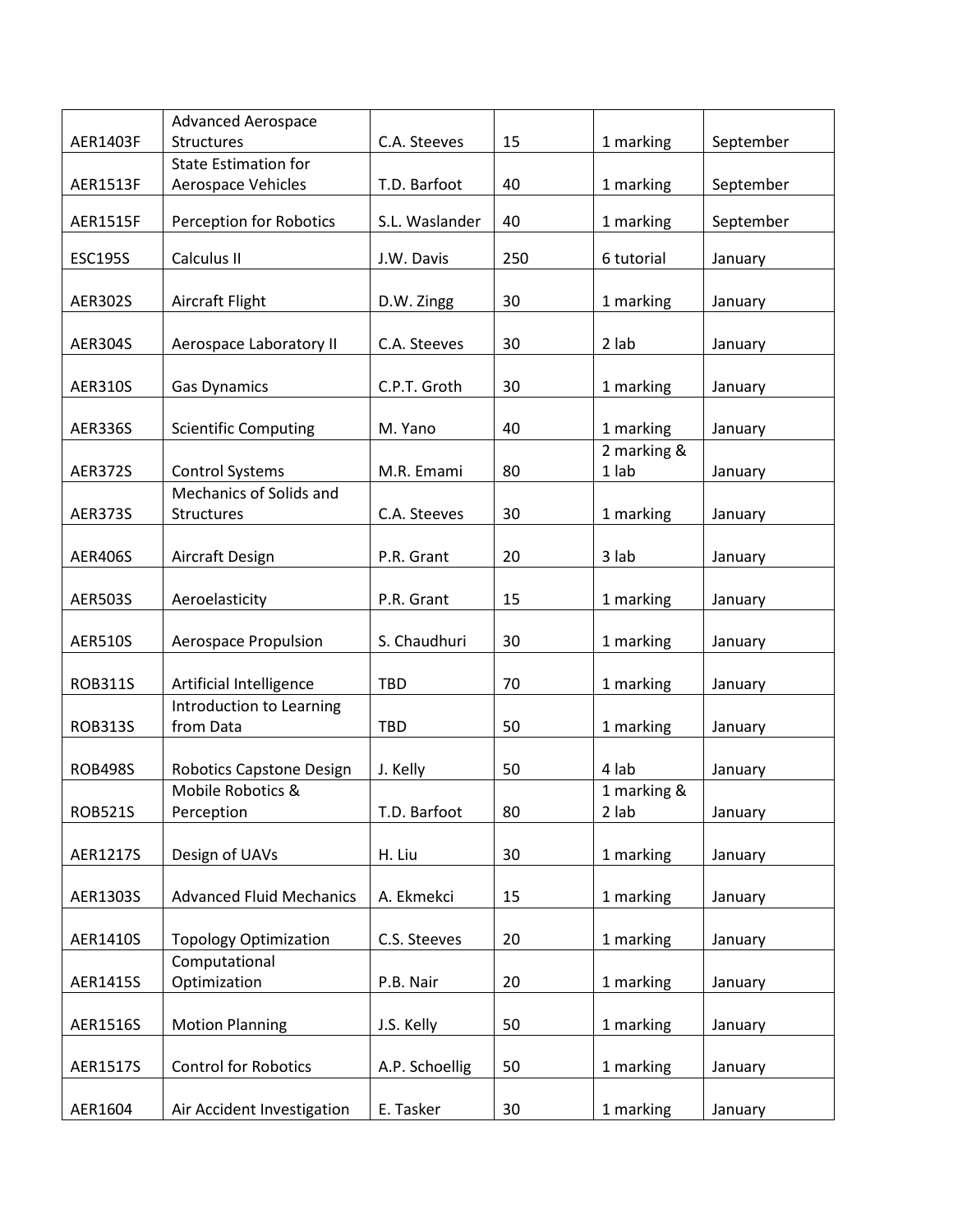| AER1403F | Advanced Aerospace Structures | C.A. Steeves | 15 | 1 marking | September |
|---|---|---|---|---|---|
| AER1513F | State Estimation for Aerospace Vehicles | T.D. Barfoot | 40 | 1 marking | September |
| AER1515F | Perception for Robotics | S.L. Waslander | 40 | 1 marking | September |
| ESC195S | Calculus II | J.W. Davis | 250 | 6 tutorial | January |
| AER302S | Aircraft Flight | D.W. Zingg | 30 | 1 marking | January |
| AER304S | Aerospace Laboratory II | C.A. Steeves | 30 | 2 lab | January |
| AER310S | Gas Dynamics | C.P.T. Groth | 30 | 1 marking | January |
| AER336S | Scientific Computing | M. Yano | 40 | 1 marking | January |
| AER372S | Control Systems | M.R. Emami | 80 | 2 marking & 1 lab | January |
| AER373S | Mechanics of Solids and Structures | C.A. Steeves | 30 | 1 marking | January |
| AER406S | Aircraft Design | P.R. Grant | 20 | 3 lab | January |
| AER503S | Aeroelasticity | P.R. Grant | 15 | 1 marking | January |
| AER510S | Aerospace Propulsion | S. Chaudhuri | 30 | 1 marking | January |
| ROB311S | Artificial Intelligence | TBD | 70 | 1 marking | January |
| ROB313S | Introduction to Learning from Data | TBD | 50 | 1 marking | January |
| ROB498S | Robotics Capstone Design | J. Kelly | 50 | 4 lab | January |
| ROB521S | Mobile Robotics & Perception | T.D. Barfoot | 80 | 1 marking & 2 lab | January |
| AER1217S | Design of UAVs | H. Liu | 30 | 1 marking | January |
| AER1303S | Advanced Fluid Mechanics | A. Ekmekci | 15 | 1 marking | January |
| AER1410S | Topology Optimization | C.S. Steeves | 20 | 1 marking | January |
| AER1415S | Computational Optimization | P.B. Nair | 20 | 1 marking | January |
| AER1516S | Motion Planning | J.S. Kelly | 50 | 1 marking | January |
| AER1517S | Control for Robotics | A.P. Schoellig | 50 | 1 marking | January |
| AER1604 | Air Accident Investigation | E. Tasker | 30 | 1 marking | January |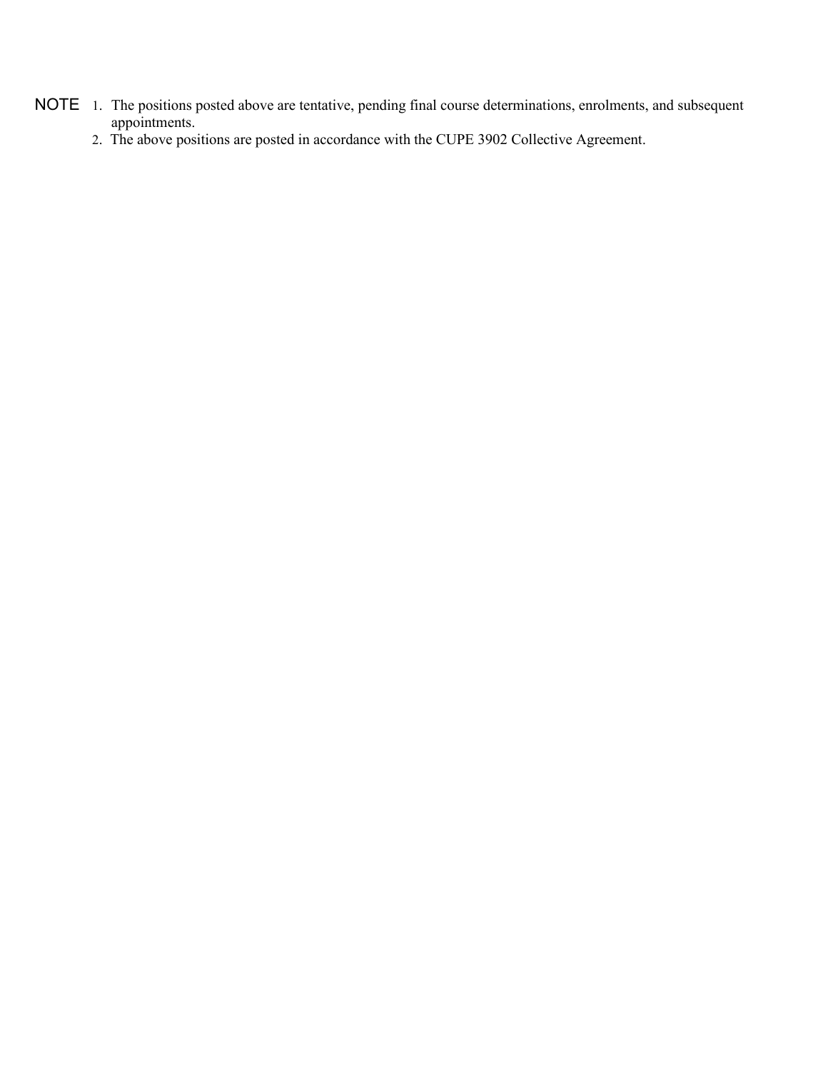NOTE

1. The positions posted above are tentative, pending final course determinations, enrolments, and subsequent appointments.
2. The above positions are posted in accordance with the CUPE 3902 Collective Agreement.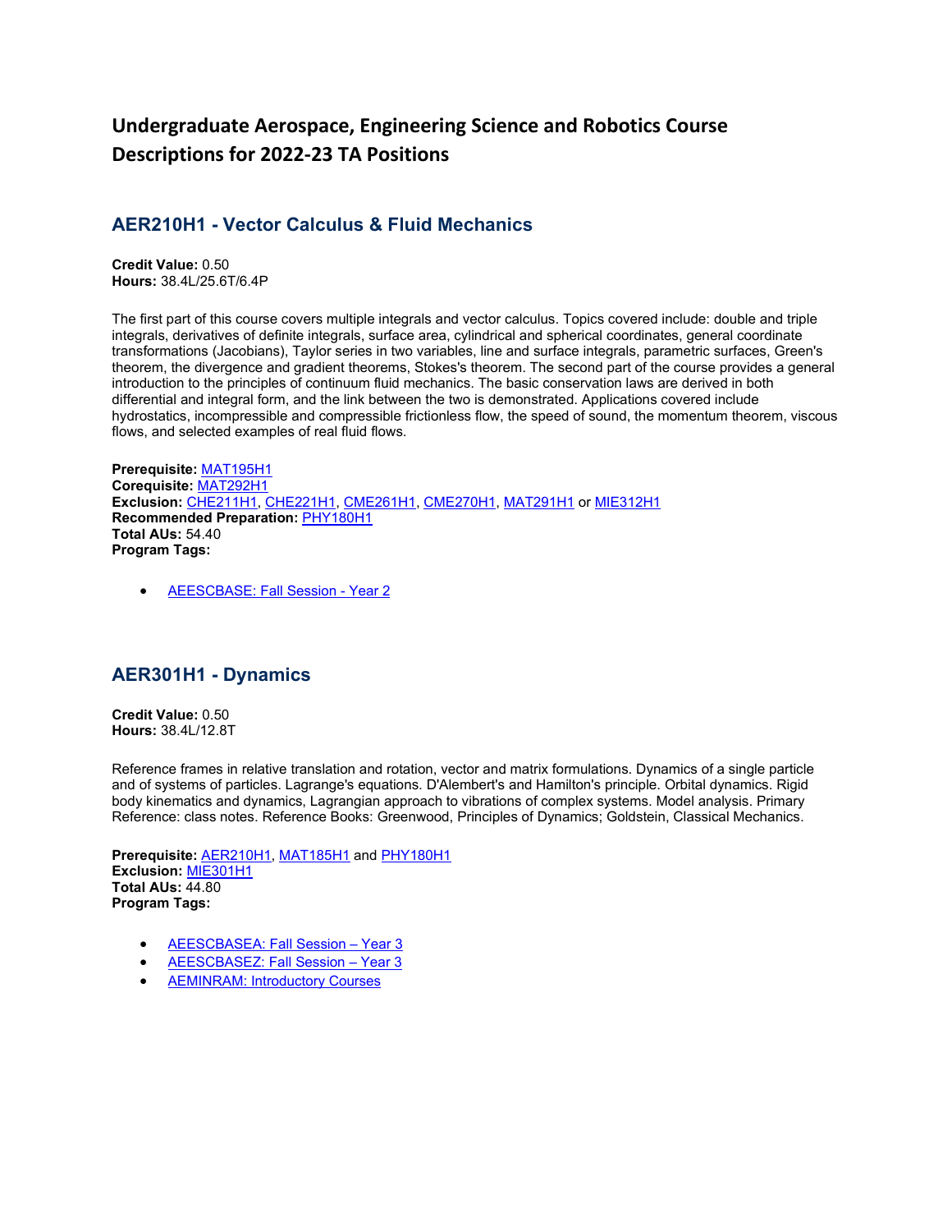# Undergraduate Aerospace, Engineering Science and Robotics Course Descriptions for 2022-23 TA Positions

## AER210H1 - Vector Calculus & Fluid Mechanics

**Credit Value:** 0.50
**Hours:** 38.4L/25.6T/6.4P

The first part of this course covers multiple integrals and vector calculus. Topics covered include: double and triple integrals, derivatives of definite integrals, surface area, cylindrical and spherical coordinates, general coordinate transformations (Jacobians), Taylor series in two variables, line and surface integrals, parametric surfaces, Green's theorem, the divergence and gradient theorems, Stokes's theorem. The second part of the course provides a general introduction to the principles of continuum fluid mechanics. The basic conservation laws are derived in both differential and integral form, and the link between the two is demonstrated. Applications covered include hydrostatics, incompressible and compressible frictionless flow, the speed of sound, the momentum theorem, viscous flows, and selected examples of real fluid flows.

**Prerequisite:** MAT195H1
**Corequisite:** MAT292H1
**Exclusion:** CHE211H1, CHE221H1, CME261H1, CME270H1, MAT291H1 or MIE312H1
**Recommended Preparation:** PHY180H1
**Total AUs:** 54.40
**Program Tags:**

- AEESCBASE: Fall Session - Year 2

## AER301H1 - Dynamics

**Credit Value:** 0.50
**Hours:** 38.4L/12.8T

Reference frames in relative translation and rotation, vector and matrix formulations. Dynamics of a single particle and of systems of particles. Lagrange's equations. D'Alembert's and Hamilton's principle. Orbital dynamics. Rigid body kinematics and dynamics, Lagrangian approach to vibrations of complex systems. Model analysis. Primary Reference: class notes. Reference Books: Greenwood, Principles of Dynamics; Goldstein, Classical Mechanics.

**Prerequisite:** AER210H1, MAT185H1 and PHY180H1
**Exclusion:** MIE301H1
**Total AUs:** 44.80
**Program Tags:**

- AEESCBASEA: Fall Session – Year 3
- AEESCBASEZ: Fall Session – Year 3
- AEMINRAM: Introductory Courses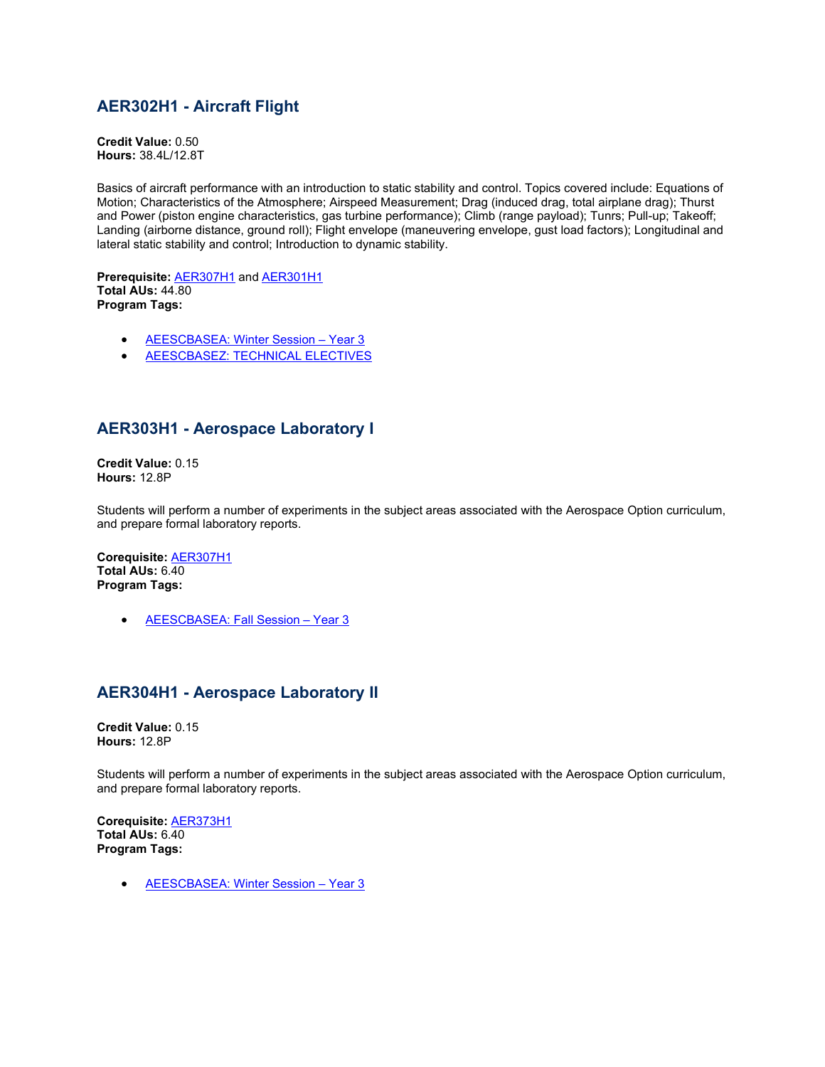## AER302H1 - Aircraft Flight

**Credit Value:** 0.50
**Hours:** 38.4L/12.8T

Basics of aircraft performance with an introduction to static stability and control. Topics covered include: Equations of Motion; Characteristics of the Atmosphere; Airspeed Measurement; Drag (induced drag, total airplane drag); Thurst and Power (piston engine characteristics, gas turbine performance); Climb (range payload); Tunrs; Pull-up; Takeoff; Landing (airborne distance, ground roll); Flight envelope (maneuvering envelope, gust load factors); Longitudinal and lateral static stability and control; Introduction to dynamic stability.

**Prerequisite:** AER307H1 and AER301H1
**Total AUs:** 44.80
**Program Tags:**

- AEESCBASEA: Winter Session – Year 3
- AEESCBASEZ: TECHNICAL ELECTIVES

## AER303H1 - Aerospace Laboratory I

**Credit Value:** 0.15
**Hours:** 12.8P

Students will perform a number of experiments in the subject areas associated with the Aerospace Option curriculum, and prepare formal laboratory reports.

**Corequisite:** AER307H1
**Total AUs:** 6.40
**Program Tags:**

- AEESCBASEA: Fall Session – Year 3

## AER304H1 - Aerospace Laboratory II

**Credit Value:** 0.15
**Hours:** 12.8P

Students will perform a number of experiments in the subject areas associated with the Aerospace Option curriculum, and prepare formal laboratory reports.

**Corequisite:** AER373H1
**Total AUs:** 6.40
**Program Tags:**

- AEESCBASEA: Winter Session – Year 3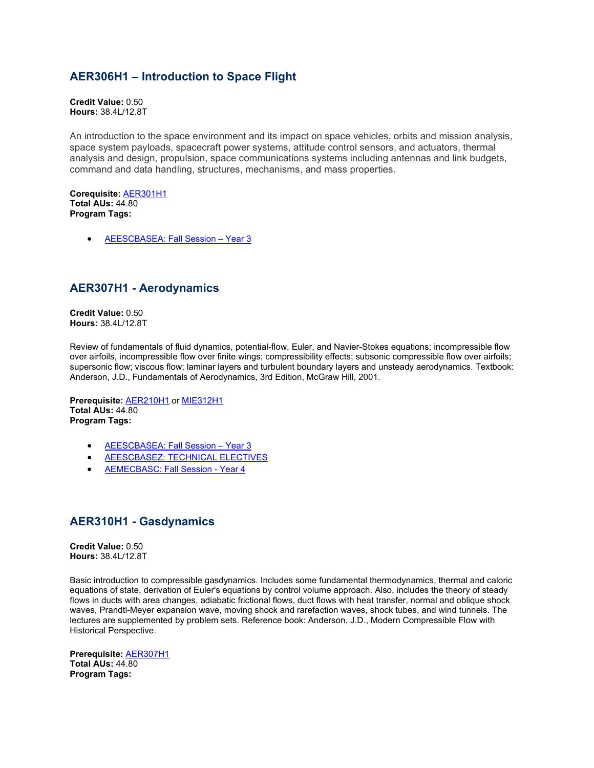## AER306H1 – Introduction to Space Flight

**Credit Value:** 0.50
**Hours:** 38.4L/12.8T

An introduction to the space environment and its impact on space vehicles, orbits and mission analysis, space system payloads, spacecraft power systems, attitude control sensors, and actuators, thermal analysis and design, propulsion, space communications systems including antennas and link budgets, command and data handling, structures, mechanisms, and mass properties.

**Corequisite:** AER301H1
**Total AUs:** 44.80
**Program Tags:**

- AEESCBASEA: Fall Session – Year 3

## AER307H1 - Aerodynamics

**Credit Value:** 0.50
**Hours:** 38.4L/12.8T

Review of fundamentals of fluid dynamics, potential-flow, Euler, and Navier-Stokes equations; incompressible flow over airfoils, incompressible flow over finite wings; compressibility effects; subsonic compressible flow over airfoils; supersonic flow; viscous flow; laminar layers and turbulent boundary layers and unsteady aerodynamics. Textbook: Anderson, J.D., Fundamentals of Aerodynamics, 3rd Edition, McGraw Hill, 2001.

**Prerequisite:** AER210H1 or MIE312H1
**Total AUs:** 44.80
**Program Tags:**

- AEESCBASEA: Fall Session – Year 3
- AEESCBASEZ: TECHNICAL ELECTIVES
- AEMECBASC: Fall Session - Year 4

## AER310H1 - Gasdynamics

**Credit Value:** 0.50
**Hours:** 38.4L/12.8T

Basic introduction to compressible gasdynamics. Includes some fundamental thermodynamics, thermal and caloric equations of state, derivation of Euler's equations by control volume approach. Also, includes the theory of steady flows in ducts with area changes, adiabatic frictional flows, duct flows with heat transfer, normal and oblique shock waves, Prandtl-Meyer expansion wave, moving shock and rarefaction waves, shock tubes, and wind tunnels. The lectures are supplemented by problem sets. Reference book: Anderson, J.D., Modern Compressible Flow with Historical Perspective.

**Prerequisite:** AER307H1
**Total AUs:** 44.80
**Program Tags:**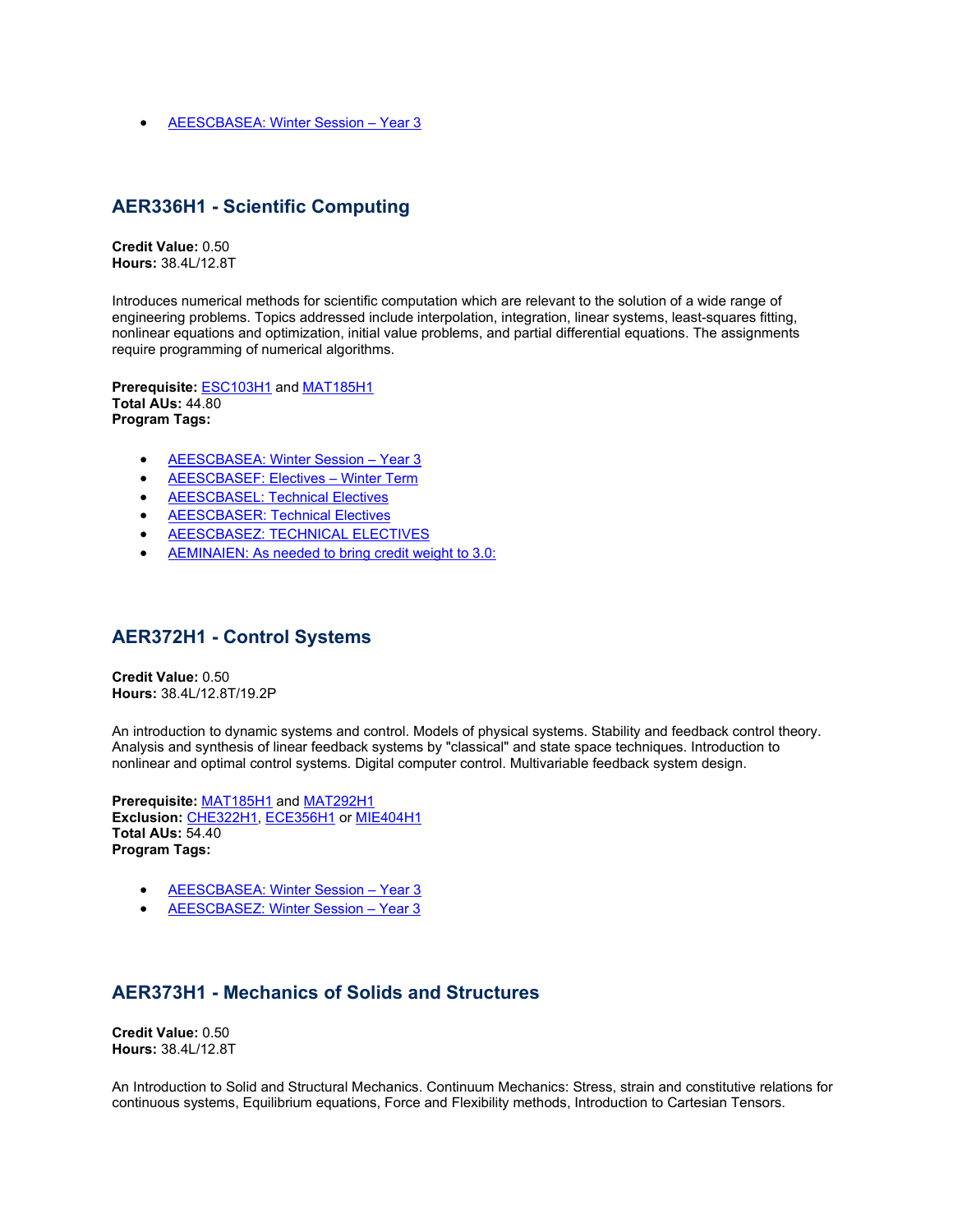- AEESCBASEA: Winter Session – Year 3

## AER336H1 - Scientific Computing

**Credit Value:** 0.50
**Hours:** 38.4L/12.8T

Introduces numerical methods for scientific computation which are relevant to the solution of a wide range of engineering problems. Topics addressed include interpolation, integration, linear systems, least-squares fitting, nonlinear equations and optimization, initial value problems, and partial differential equations. The assignments require programming of numerical algorithms.

**Prerequisite:** ESC103H1 and MAT185H1
**Total AUs:** 44.80
**Program Tags:**

- AEESCBASEA: Winter Session – Year 3
- AEESCBASEF: Electives – Winter Term
- AEESCBASEL: Technical Electives
- AEESCBASER: Technical Electives
- AEESCBASEZ: TECHNICAL ELECTIVES
- AEMINAIEN: As needed to bring credit weight to 3.0:

## AER372H1 - Control Systems

**Credit Value:** 0.50
**Hours:** 38.4L/12.8T/19.2P

An introduction to dynamic systems and control. Models of physical systems. Stability and feedback control theory. Analysis and synthesis of linear feedback systems by "classical" and state space techniques. Introduction to nonlinear and optimal control systems. Digital computer control. Multivariable feedback system design.

**Prerequisite:** MAT185H1 and MAT292H1
**Exclusion:** CHE322H1, ECE356H1 or MIE404H1
**Total AUs:** 54.40
**Program Tags:**

- AEESCBASEA: Winter Session – Year 3
- AEESCBASEZ: Winter Session – Year 3

## AER373H1 - Mechanics of Solids and Structures

**Credit Value:** 0.50
**Hours:** 38.4L/12.8T

An Introduction to Solid and Structural Mechanics. Continuum Mechanics: Stress, strain and constitutive relations for continuous systems, Equilibrium equations, Force and Flexibility methods, Introduction to Cartesian Tensors.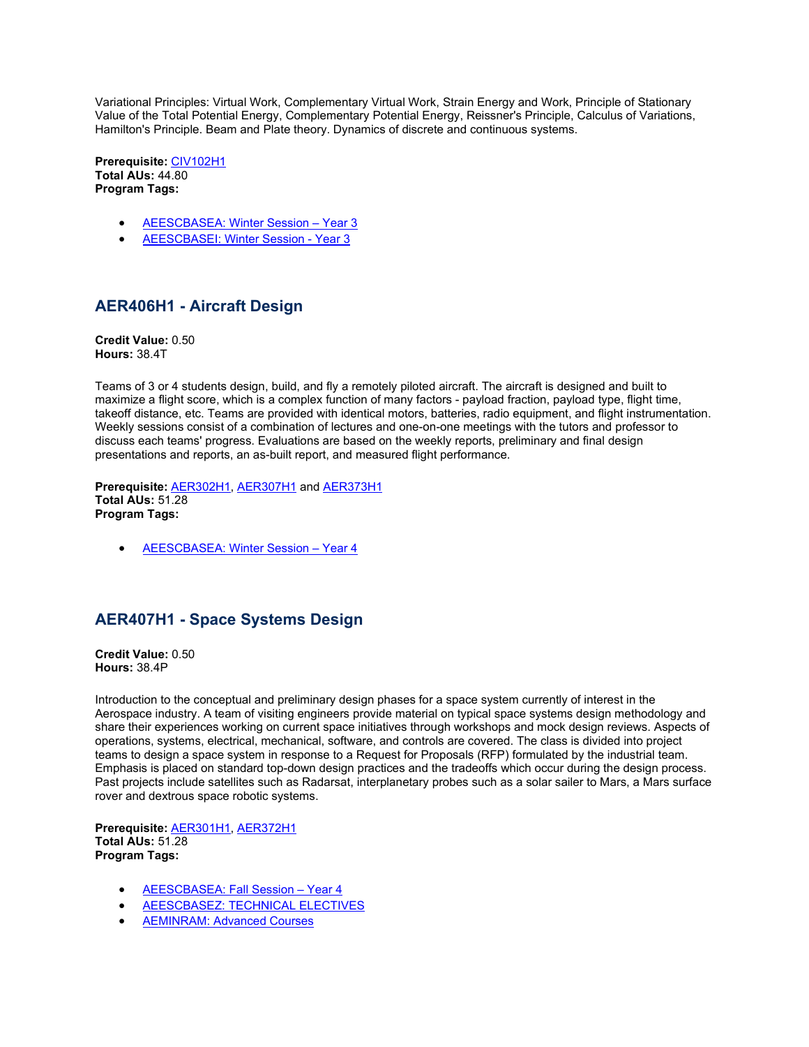Variational Principles: Virtual Work, Complementary Virtual Work, Strain Energy and Work, Principle of Stationary Value of the Total Potential Energy, Complementary Potential Energy, Reissner's Principle, Calculus of Variations, Hamilton's Principle. Beam and Plate theory. Dynamics of discrete and continuous systems.

**Prerequisite:** CIV102H1
**Total AUs:** 44.80
**Program Tags:**

- AEESCBASEA: Winter Session – Year 3
- AEESCBASEI: Winter Session - Year 3

## AER406H1 - Aircraft Design

**Credit Value:** 0.50
**Hours:** 38.4T

Teams of 3 or 4 students design, build, and fly a remotely piloted aircraft. The aircraft is designed and built to maximize a flight score, which is a complex function of many factors - payload fraction, payload type, flight time, takeoff distance, etc. Teams are provided with identical motors, batteries, radio equipment, and flight instrumentation. Weekly sessions consist of a combination of lectures and one-on-one meetings with the tutors and professor to discuss each teams' progress. Evaluations are based on the weekly reports, preliminary and final design presentations and reports, an as-built report, and measured flight performance.

**Prerequisite:** AER302H1, AER307H1 and AER373H1
**Total AUs:** 51.28
**Program Tags:**

- AEESCBASEA: Winter Session – Year 4

## AER407H1 - Space Systems Design

**Credit Value:** 0.50
**Hours:** 38.4P

Introduction to the conceptual and preliminary design phases for a space system currently of interest in the Aerospace industry. A team of visiting engineers provide material on typical space systems design methodology and share their experiences working on current space initiatives through workshops and mock design reviews. Aspects of operations, systems, electrical, mechanical, software, and controls are covered. The class is divided into project teams to design a space system in response to a Request for Proposals (RFP) formulated by the industrial team. Emphasis is placed on standard top-down design practices and the tradeoffs which occur during the design process. Past projects include satellites such as Radarsat, interplanetary probes such as a solar sailer to Mars, a Mars surface rover and dextrous space robotic systems.

**Prerequisite:** AER301H1, AER372H1
**Total AUs:** 51.28
**Program Tags:**

- AEESCBASEA: Fall Session – Year 4
- AEESCBASEZ: TECHNICAL ELECTIVES
- AEMINRAM: Advanced Courses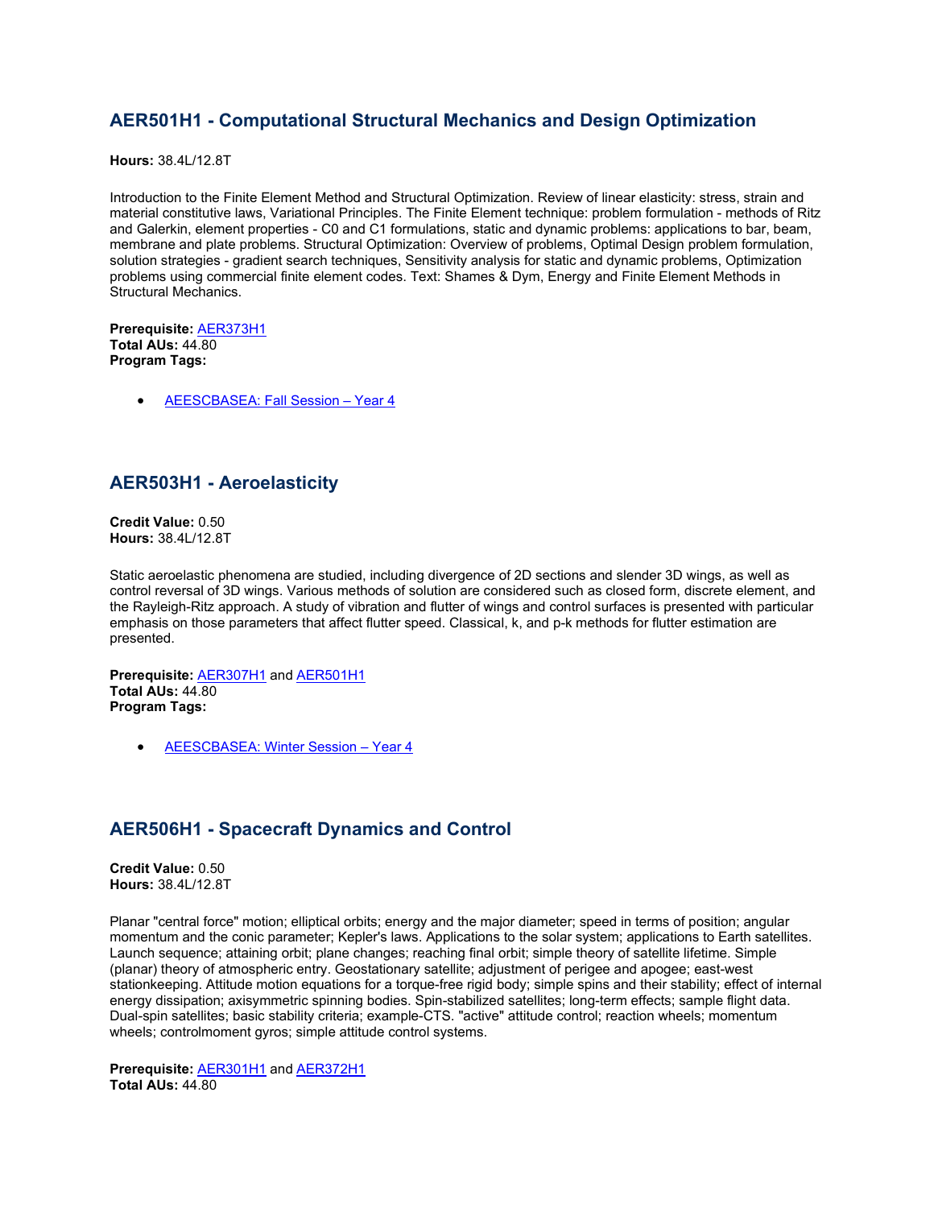## AER501H1 - Computational Structural Mechanics and Design Optimization

**Hours:** 38.4L/12.8T

Introduction to the Finite Element Method and Structural Optimization. Review of linear elasticity: stress, strain and material constitutive laws, Variational Principles. The Finite Element technique: problem formulation - methods of Ritz and Galerkin, element properties - C0 and C1 formulations, static and dynamic problems: applications to bar, beam, membrane and plate problems. Structural Optimization: Overview of problems, Optimal Design problem formulation, solution strategies - gradient search techniques, Sensitivity analysis for static and dynamic problems, Optimization problems using commercial finite element codes. Text: Shames & Dym, Energy and Finite Element Methods in Structural Mechanics.

**Prerequisite:** AER373H1
**Total AUs:** 44.80
**Program Tags:**

- AEESCBASEA: Fall Session – Year 4

## AER503H1 - Aeroelasticity

**Credit Value:** 0.50
**Hours:** 38.4L/12.8T

Static aeroelastic phenomena are studied, including divergence of 2D sections and slender 3D wings, as well as control reversal of 3D wings. Various methods of solution are considered such as closed form, discrete element, and the Rayleigh-Ritz approach. A study of vibration and flutter of wings and control surfaces is presented with particular emphasis on those parameters that affect flutter speed. Classical, k, and p-k methods for flutter estimation are presented.

**Prerequisite:** AER307H1 and AER501H1
**Total AUs:** 44.80
**Program Tags:**

- AEESCBASEA: Winter Session – Year 4

## AER506H1 - Spacecraft Dynamics and Control

**Credit Value:** 0.50
**Hours:** 38.4L/12.8T

Planar "central force" motion; elliptical orbits; energy and the major diameter; speed in terms of position; angular momentum and the conic parameter; Kepler's laws. Applications to the solar system; applications to Earth satellites. Launch sequence; attaining orbit; plane changes; reaching final orbit; simple theory of satellite lifetime. Simple (planar) theory of atmospheric entry. Geostationary satellite; adjustment of perigee and apogee; east-west stationkeeping. Attitude motion equations for a torque-free rigid body; simple spins and their stability; effect of internal energy dissipation; axisymmetric spinning bodies. Spin-stabilized satellites; long-term effects; sample flight data. Dual-spin satellites; basic stability criteria; example-CTS. "active" attitude control; reaction wheels; momentum wheels; controlmoment gyros; simple attitude control systems.

**Prerequisite:** AER301H1 and AER372H1
**Total AUs:** 44.80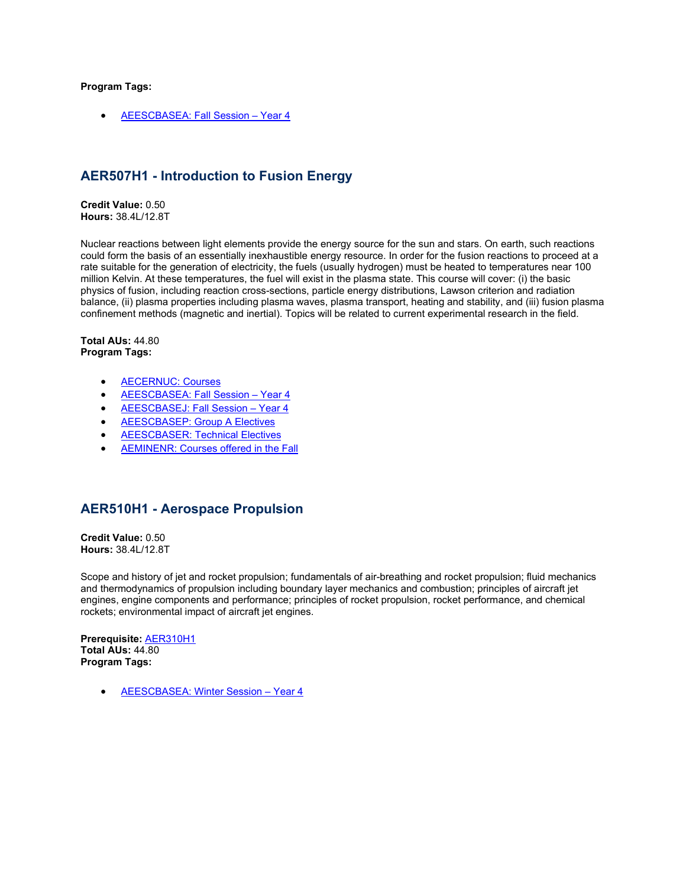**Program Tags:**

- [AEESCBASEA: Fall Session – Year 4]

## AER507H1 - Introduction to Fusion Energy

**Credit Value:** 0.50
**Hours:** 38.4L/12.8T

Nuclear reactions between light elements provide the energy source for the sun and stars. On earth, such reactions could form the basis of an essentially inexhaustible energy resource. In order for the fusion reactions to proceed at a rate suitable for the generation of electricity, the fuels (usually hydrogen) must be heated to temperatures near 100 million Kelvin. At these temperatures, the fuel will exist in the plasma state. This course will cover: (i) the basic physics of fusion, including reaction cross-sections, particle energy distributions, Lawson criterion and radiation balance, (ii) plasma properties including plasma waves, plasma transport, heating and stability, and (iii) fusion plasma confinement methods (magnetic and inertial). Topics will be related to current experimental research in the field.

**Total AUs:** 44.80
**Program Tags:**

- [AECERNUC: Courses]
- [AEESCBASEA: Fall Session – Year 4]
- [AEESCBASEJ: Fall Session – Year 4]
- [AEESCBASEP: Group A Electives]
- [AEESCBASER: Technical Electives]
- [AEMINENR: Courses offered in the Fall]

## AER510H1 - Aerospace Propulsion

**Credit Value:** 0.50
**Hours:** 38.4L/12.8T

Scope and history of jet and rocket propulsion; fundamentals of air-breathing and rocket propulsion; fluid mechanics and thermodynamics of propulsion including boundary layer mechanics and combustion; principles of aircraft jet engines, engine components and performance; principles of rocket propulsion, rocket performance, and chemical rockets; environmental impact of aircraft jet engines.

**Prerequisite:** [AER310H1]
**Total AUs:** 44.80
**Program Tags:**

- [AEESCBASEA: Winter Session – Year 4]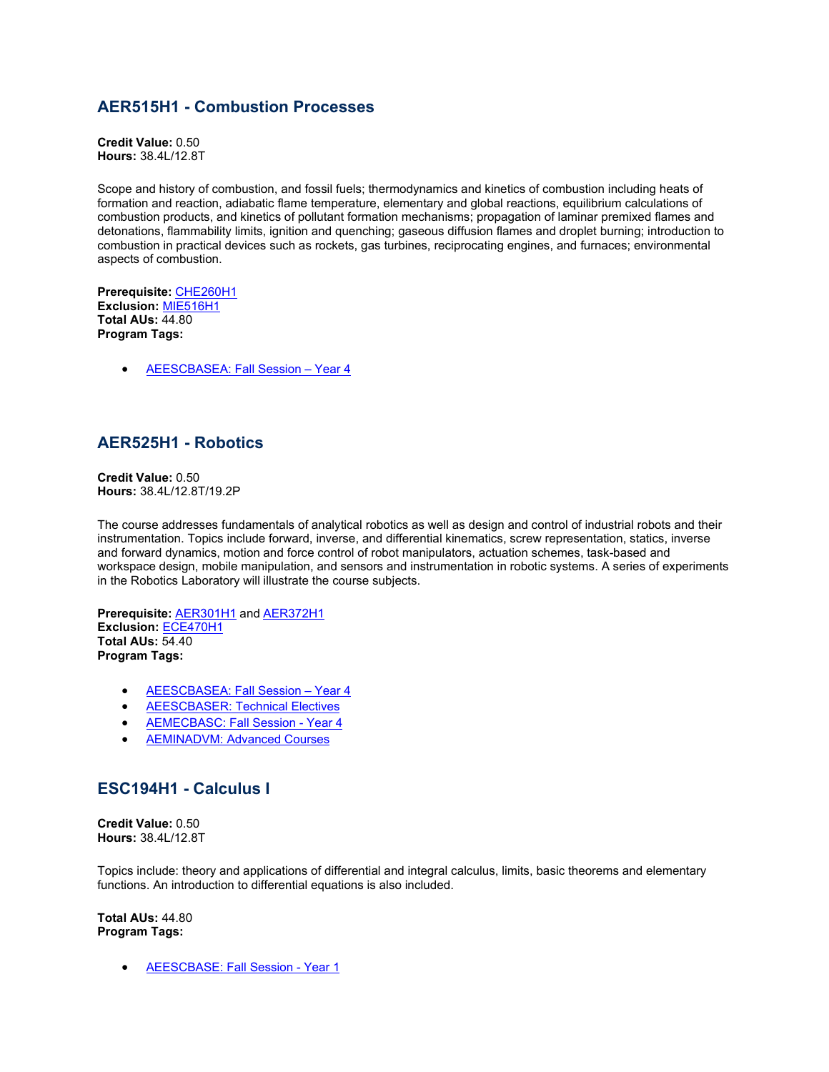## AER515H1 - Combustion Processes

**Credit Value:** 0.50
**Hours:** 38.4L/12.8T

Scope and history of combustion, and fossil fuels; thermodynamics and kinetics of combustion including heats of formation and reaction, adiabatic flame temperature, elementary and global reactions, equilibrium calculations of combustion products, and kinetics of pollutant formation mechanisms; propagation of laminar premixed flames and detonations, flammability limits, ignition and quenching; gaseous diffusion flames and droplet burning; introduction to combustion in practical devices such as rockets, gas turbines, reciprocating engines, and furnaces; environmental aspects of combustion.

**Prerequisite:** CHE260H1
**Exclusion:** MIE516H1
**Total AUs:** 44.80
**Program Tags:**

- AEESCBASEA: Fall Session – Year 4

## AER525H1 - Robotics

**Credit Value:** 0.50
**Hours:** 38.4L/12.8T/19.2P

The course addresses fundamentals of analytical robotics as well as design and control of industrial robots and their instrumentation. Topics include forward, inverse, and differential kinematics, screw representation, statics, inverse and forward dynamics, motion and force control of robot manipulators, actuation schemes, task-based and workspace design, mobile manipulation, and sensors and instrumentation in robotic systems. A series of experiments in the Robotics Laboratory will illustrate the course subjects.

**Prerequisite:** AER301H1 and AER372H1
**Exclusion:** ECE470H1
**Total AUs:** 54.40
**Program Tags:**

- AEESCBASEA: Fall Session – Year 4
- AEESCBASER: Technical Electives
- AEMECBASC: Fall Session - Year 4
- AEMINADVM: Advanced Courses

## ESC194H1 - Calculus I

**Credit Value:** 0.50
**Hours:** 38.4L/12.8T

Topics include: theory and applications of differential and integral calculus, limits, basic theorems and elementary functions. An introduction to differential equations is also included.

**Total AUs:** 44.80
**Program Tags:**

- AEESCBASE: Fall Session - Year 1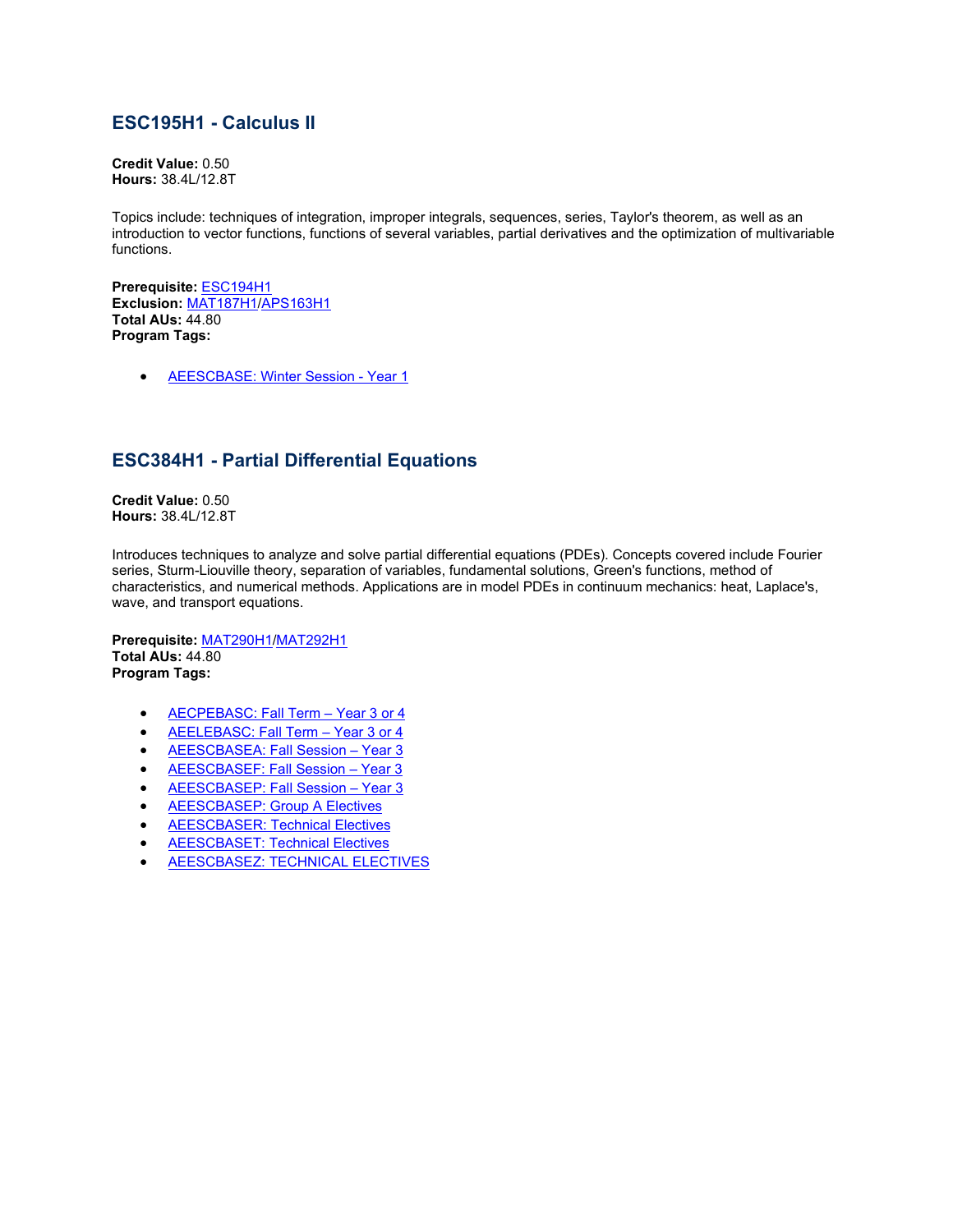## ESC195H1 - Calculus II

**Credit Value:** 0.50
**Hours:** 38.4L/12.8T

Topics include: techniques of integration, improper integrals, sequences, series, Taylor's theorem, as well as an introduction to vector functions, functions of several variables, partial derivatives and the optimization of multivariable functions.

**Prerequisite:** ESC194H1
**Exclusion:** MAT187H1/APS163H1
**Total AUs:** 44.80
**Program Tags:**

- AEESCBASE: Winter Session - Year 1

## ESC384H1 - Partial Differential Equations

**Credit Value:** 0.50
**Hours:** 38.4L/12.8T

Introduces techniques to analyze and solve partial differential equations (PDEs). Concepts covered include Fourier series, Sturm-Liouville theory, separation of variables, fundamental solutions, Green's functions, method of characteristics, and numerical methods. Applications are in model PDEs in continuum mechanics: heat, Laplace's, wave, and transport equations.

**Prerequisite:** MAT290H1/MAT292H1
**Total AUs:** 44.80
**Program Tags:**

- AECPEBASC: Fall Term – Year 3 or 4
- AEELEBASC: Fall Term – Year 3 or 4
- AEESCBASEA: Fall Session – Year 3
- AEESCBASEF: Fall Session – Year 3
- AEESCBASEP: Fall Session – Year 3
- AEESCBASEP: Group A Electives
- AEESCBASER: Technical Electives
- AEESCBASET: Technical Electives
- AEESCBASEZ: TECHNICAL ELECTIVES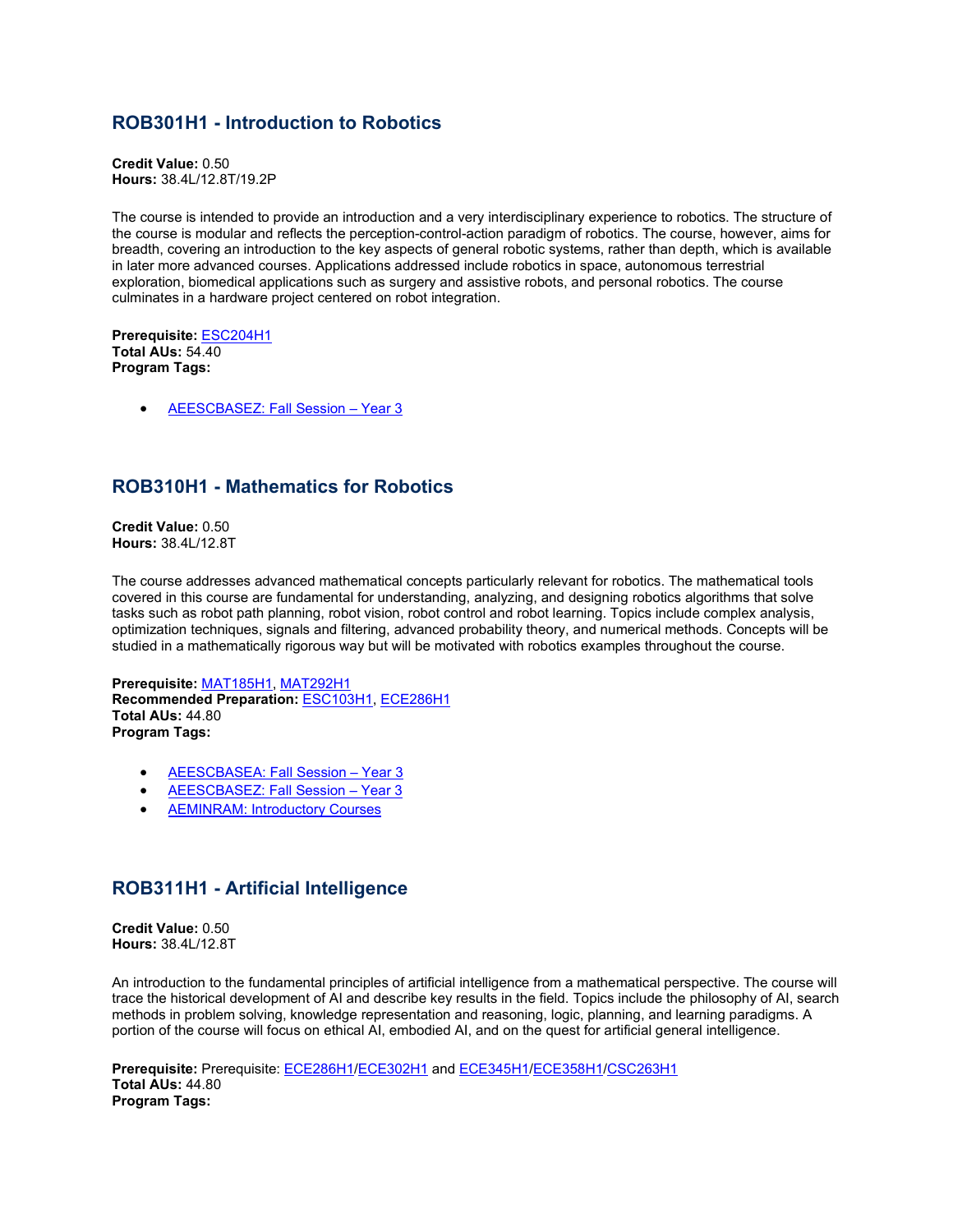## ROB301H1 - Introduction to Robotics

**Credit Value:** 0.50
**Hours:** 38.4L/12.8T/19.2P

The course is intended to provide an introduction and a very interdisciplinary experience to robotics. The structure of the course is modular and reflects the perception-control-action paradigm of robotics. The course, however, aims for breadth, covering an introduction to the key aspects of general robotic systems, rather than depth, which is available in later more advanced courses. Applications addressed include robotics in space, autonomous terrestrial exploration, biomedical applications such as surgery and assistive robots, and personal robotics. The course culminates in a hardware project centered on robot integration.

**Prerequisite:** ESC204H1
**Total AUs:** 54.40
**Program Tags:**

- AEESCBASEZ: Fall Session – Year 3

## ROB310H1 - Mathematics for Robotics

**Credit Value:** 0.50
**Hours:** 38.4L/12.8T

The course addresses advanced mathematical concepts particularly relevant for robotics. The mathematical tools covered in this course are fundamental for understanding, analyzing, and designing robotics algorithms that solve tasks such as robot path planning, robot vision, robot control and robot learning. Topics include complex analysis, optimization techniques, signals and filtering, advanced probability theory, and numerical methods. Concepts will be studied in a mathematically rigorous way but will be motivated with robotics examples throughout the course.

**Prerequisite:** MAT185H1, MAT292H1
**Recommended Preparation:** ESC103H1, ECE286H1
**Total AUs:** 44.80
**Program Tags:**

- AEESCBASEA: Fall Session – Year 3
- AEESCBASEZ: Fall Session – Year 3
- AEMINRAM: Introductory Courses

## ROB311H1 - Artificial Intelligence

**Credit Value:** 0.50
**Hours:** 38.4L/12.8T

An introduction to the fundamental principles of artificial intelligence from a mathematical perspective. The course will trace the historical development of AI and describe key results in the field. Topics include the philosophy of AI, search methods in problem solving, knowledge representation and reasoning, logic, planning, and learning paradigms. A portion of the course will focus on ethical AI, embodied AI, and on the quest for artificial general intelligence.

**Prerequisite:** Prerequisite: ECE286H1/ECE302H1 and ECE345H1/ECE358H1/CSC263H1
**Total AUs:** 44.80
**Program Tags:**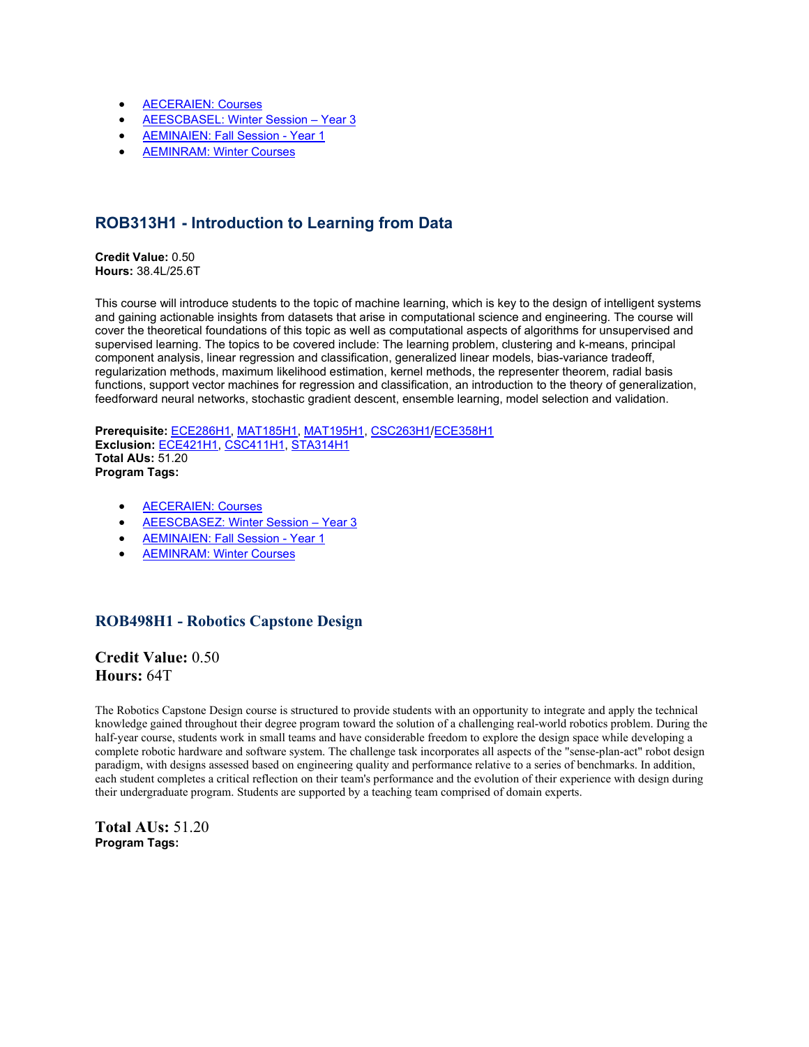- AECERAIEN: Courses
- AEESCBASEL: Winter Session – Year 3
- AEMINAIEN: Fall Session - Year 1
- AEMINRAM: Winter Courses

## ROB313H1 - Introduction to Learning from Data

**Credit Value:** 0.50
**Hours:** 38.4L/25.6T

This course will introduce students to the topic of machine learning, which is key to the design of intelligent systems and gaining actionable insights from datasets that arise in computational science and engineering. The course will cover the theoretical foundations of this topic as well as computational aspects of algorithms for unsupervised and supervised learning. The topics to be covered include: The learning problem, clustering and k-means, principal component analysis, linear regression and classification, generalized linear models, bias-variance tradeoff, regularization methods, maximum likelihood estimation, kernel methods, the representer theorem, radial basis functions, support vector machines for regression and classification, an introduction to the theory of generalization, feedforward neural networks, stochastic gradient descent, ensemble learning, model selection and validation.

**Prerequisite:** ECE286H1, MAT185H1, MAT195H1, CSC263H1/ECE358H1
**Exclusion:** ECE421H1, CSC411H1, STA314H1
**Total AUs:** 51.20
**Program Tags:**

- AECERAIEN: Courses
- AEESCBASEZ: Winter Session – Year 3
- AEMINAIEN: Fall Session - Year 1
- AEMINRAM: Winter Courses

## ROB498H1 - Robotics Capstone Design

**Credit Value:** 0.50
**Hours:** 64T

The Robotics Capstone Design course is structured to provide students with an opportunity to integrate and apply the technical knowledge gained throughout their degree program toward the solution of a challenging real-world robotics problem. During the half-year course, students work in small teams and have considerable freedom to explore the design space while developing a complete robotic hardware and software system. The challenge task incorporates all aspects of the "sense-plan-act" robot design paradigm, with designs assessed based on engineering quality and performance relative to a series of benchmarks. In addition, each student completes a critical reflection on their team's performance and the evolution of their experience with design during their undergraduate program. Students are supported by a teaching team comprised of domain experts.

**Total AUs:** 51.20
**Program Tags:**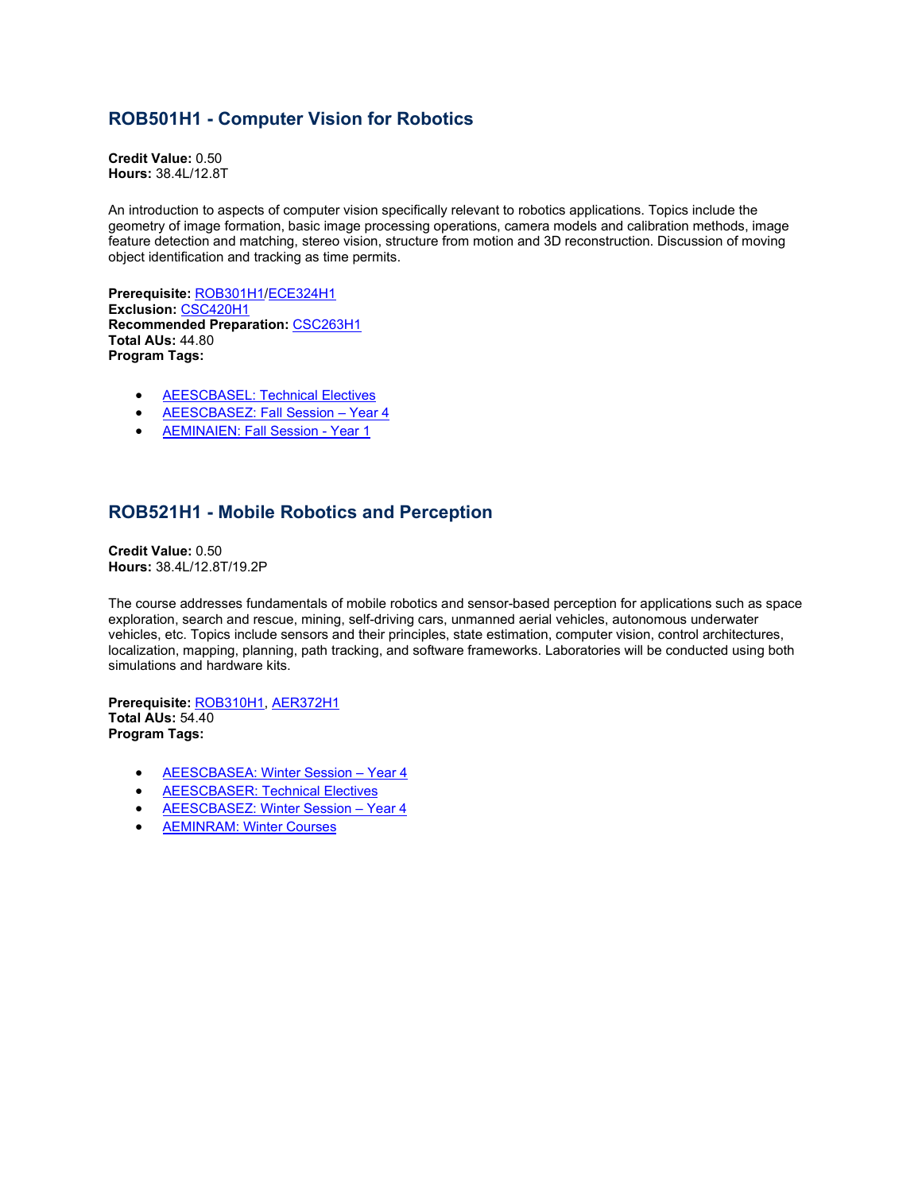## ROB501H1 - Computer Vision for Robotics

**Credit Value:** 0.50
**Hours:** 38.4L/12.8T

An introduction to aspects of computer vision specifically relevant to robotics applications. Topics include the geometry of image formation, basic image processing operations, camera models and calibration methods, image feature detection and matching, stereo vision, structure from motion and 3D reconstruction. Discussion of moving object identification and tracking as time permits.

**Prerequisite:** ROB301H1/ECE324H1
**Exclusion:** CSC420H1
**Recommended Preparation:** CSC263H1
**Total AUs:** 44.80
**Program Tags:**

- AEESCBASEL: Technical Electives
- AEESCBASEZ: Fall Session – Year 4
- AEMINAIEN: Fall Session - Year 1

## ROB521H1 - Mobile Robotics and Perception

**Credit Value:** 0.50
**Hours:** 38.4L/12.8T/19.2P

The course addresses fundamentals of mobile robotics and sensor-based perception for applications such as space exploration, search and rescue, mining, self-driving cars, unmanned aerial vehicles, autonomous underwater vehicles, etc. Topics include sensors and their principles, state estimation, computer vision, control architectures, localization, mapping, planning, path tracking, and software frameworks. Laboratories will be conducted using both simulations and hardware kits.

**Prerequisite:** ROB310H1, AER372H1
**Total AUs:** 54.40
**Program Tags:**

- AEESCBASEA: Winter Session – Year 4
- AEESCBASER: Technical Electives
- AEESCBASEZ: Winter Session – Year 4
- AEMINRAM: Winter Courses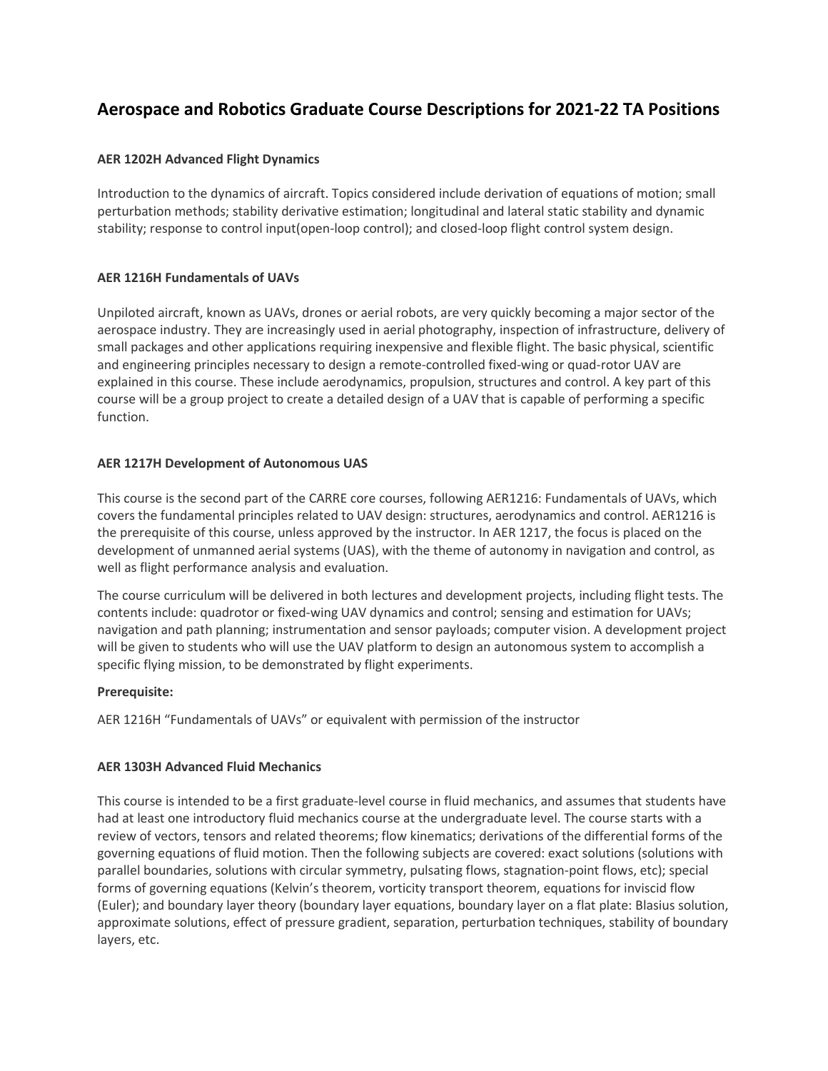# Aerospace and Robotics Graduate Course Descriptions for 2021-22 TA Positions

**AER 1202H Advanced Flight Dynamics**

Introduction to the dynamics of aircraft. Topics considered include derivation of equations of motion; small perturbation methods; stability derivative estimation; longitudinal and lateral static stability and dynamic stability; response to control input(open-loop control); and closed-loop flight control system design.

**AER 1216H Fundamentals of UAVs**

Unpiloted aircraft, known as UAVs, drones or aerial robots, are very quickly becoming a major sector of the aerospace industry. They are increasingly used in aerial photography, inspection of infrastructure, delivery of small packages and other applications requiring inexpensive and flexible flight. The basic physical, scientific and engineering principles necessary to design a remote-controlled fixed-wing or quad-rotor UAV are explained in this course. These include aerodynamics, propulsion, structures and control. A key part of this course will be a group project to create a detailed design of a UAV that is capable of performing a specific function.

**AER 1217H Development of Autonomous UAS**

This course is the second part of the CARRE core courses, following AER1216: Fundamentals of UAVs, which covers the fundamental principles related to UAV design: structures, aerodynamics and control. AER1216 is the prerequisite of this course, unless approved by the instructor. In AER 1217, the focus is placed on the development of unmanned aerial systems (UAS), with the theme of autonomy in navigation and control, as well as flight performance analysis and evaluation.

The course curriculum will be delivered in both lectures and development projects, including flight tests. The contents include: quadrotor or fixed-wing UAV dynamics and control; sensing and estimation for UAVs; navigation and path planning; instrumentation and sensor payloads; computer vision. A development project will be given to students who will use the UAV platform to design an autonomous system to accomplish a specific flying mission, to be demonstrated by flight experiments.

**Prerequisite:**

AER 1216H "Fundamentals of UAVs" or equivalent with permission of the instructor

**AER 1303H Advanced Fluid Mechanics**

This course is intended to be a first graduate-level course in fluid mechanics, and assumes that students have had at least one introductory fluid mechanics course at the undergraduate level. The course starts with a review of vectors, tensors and related theorems; flow kinematics; derivations of the differential forms of the governing equations of fluid motion. Then the following subjects are covered: exact solutions (solutions with parallel boundaries, solutions with circular symmetry, pulsating flows, stagnation-point flows, etc); special forms of governing equations (Kelvin's theorem, vorticity transport theorem, equations for inviscid flow (Euler); and boundary layer theory (boundary layer equations, boundary layer on a flat plate: Blasius solution, approximate solutions, effect of pressure gradient, separation, perturbation techniques, stability of boundary layers, etc.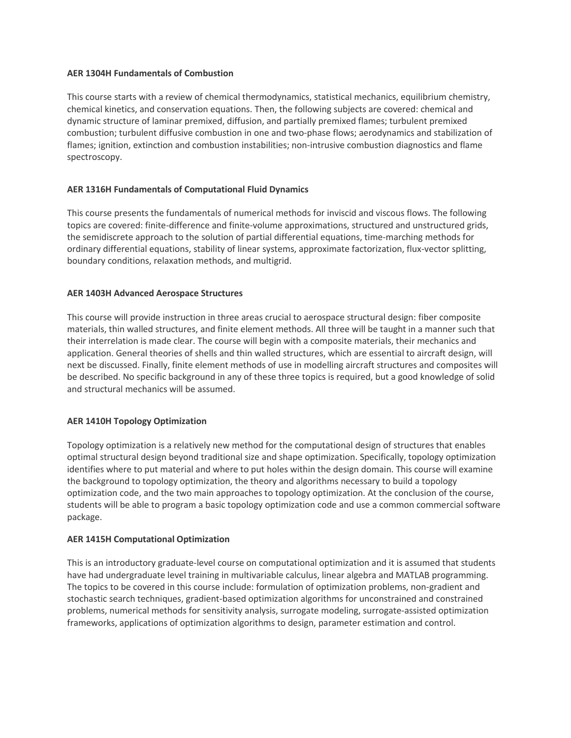**AER 1304H Fundamentals of Combustion**

This course starts with a review of chemical thermodynamics, statistical mechanics, equilibrium chemistry, chemical kinetics, and conservation equations. Then, the following subjects are covered: chemical and dynamic structure of laminar premixed, diffusion, and partially premixed flames; turbulent premixed combustion; turbulent diffusive combustion in one and two-phase flows; aerodynamics and stabilization of flames; ignition, extinction and combustion instabilities; non-intrusive combustion diagnostics and flame spectroscopy.

**AER 1316H Fundamentals of Computational Fluid Dynamics**

This course presents the fundamentals of numerical methods for inviscid and viscous flows. The following topics are covered: finite-difference and finite-volume approximations, structured and unstructured grids, the semidiscrete approach to the solution of partial differential equations, time-marching methods for ordinary differential equations, stability of linear systems, approximate factorization, flux-vector splitting, boundary conditions, relaxation methods, and multigrid.

**AER 1403H Advanced Aerospace Structures**

This course will provide instruction in three areas crucial to aerospace structural design: fiber composite materials, thin walled structures, and finite element methods. All three will be taught in a manner such that their interrelation is made clear. The course will begin with a composite materials, their mechanics and application. General theories of shells and thin walled structures, which are essential to aircraft design, will next be discussed. Finally, finite element methods of use in modelling aircraft structures and composites will be described. No specific background in any of these three topics is required, but a good knowledge of solid and structural mechanics will be assumed.

**AER 1410H Topology Optimization**

Topology optimization is a relatively new method for the computational design of structures that enables optimal structural design beyond traditional size and shape optimization. Specifically, topology optimization identifies where to put material and where to put holes within the design domain. This course will examine the background to topology optimization, the theory and algorithms necessary to build a topology optimization code, and the two main approaches to topology optimization. At the conclusion of the course, students will be able to program a basic topology optimization code and use a common commercial software package.

**AER 1415H Computational Optimization**

This is an introductory graduate-level course on computational optimization and it is assumed that students have had undergraduate level training in multivariable calculus, linear algebra and MATLAB programming. The topics to be covered in this course include: formulation of optimization problems, non-gradient and stochastic search techniques, gradient-based optimization algorithms for unconstrained and constrained problems, numerical methods for sensitivity analysis, surrogate modeling, surrogate-assisted optimization frameworks, applications of optimization algorithms to design, parameter estimation and control.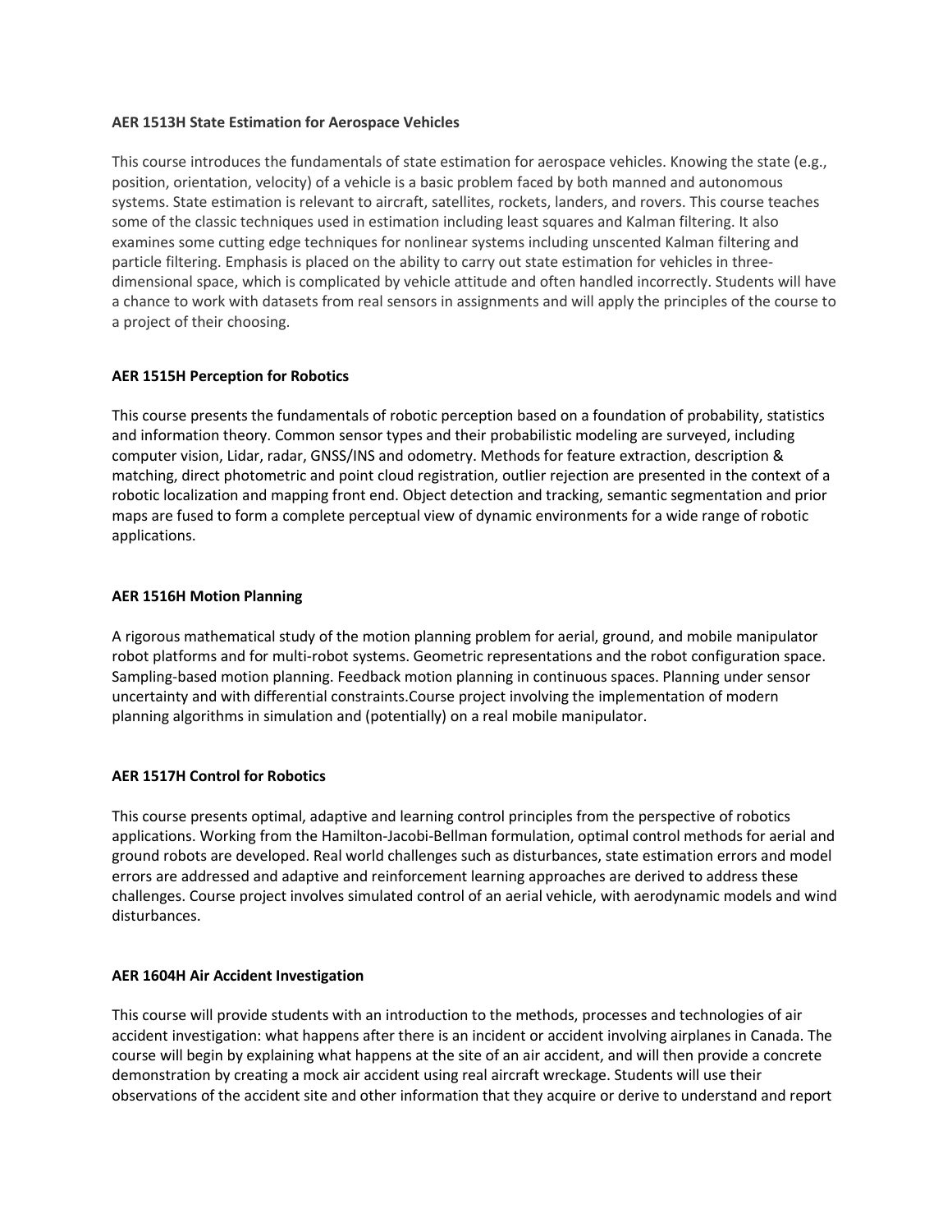**AER 1513H State Estimation for Aerospace Vehicles**

This course introduces the fundamentals of state estimation for aerospace vehicles. Knowing the state (e.g., position, orientation, velocity) of a vehicle is a basic problem faced by both manned and autonomous systems. State estimation is relevant to aircraft, satellites, rockets, landers, and rovers. This course teaches some of the classic techniques used in estimation including least squares and Kalman filtering. It also examines some cutting edge techniques for nonlinear systems including unscented Kalman filtering and particle filtering. Emphasis is placed on the ability to carry out state estimation for vehicles in three-dimensional space, which is complicated by vehicle attitude and often handled incorrectly. Students will have a chance to work with datasets from real sensors in assignments and will apply the principles of the course to a project of their choosing.

**AER 1515H Perception for Robotics**

This course presents the fundamentals of robotic perception based on a foundation of probability, statistics and information theory. Common sensor types and their probabilistic modeling are surveyed, including computer vision, Lidar, radar, GNSS/INS and odometry. Methods for feature extraction, description & matching, direct photometric and point cloud registration, outlier rejection are presented in the context of a robotic localization and mapping front end. Object detection and tracking, semantic segmentation and prior maps are fused to form a complete perceptual view of dynamic environments for a wide range of robotic applications.

**AER 1516H Motion Planning**

A rigorous mathematical study of the motion planning problem for aerial, ground, and mobile manipulator robot platforms and for multi-robot systems. Geometric representations and the robot configuration space. Sampling-based motion planning. Feedback motion planning in continuous spaces. Planning under sensor uncertainty and with differential constraints.Course project involving the implementation of modern planning algorithms in simulation and (potentially) on a real mobile manipulator.

**AER 1517H Control for Robotics**

This course presents optimal, adaptive and learning control principles from the perspective of robotics applications. Working from the Hamilton-Jacobi-Bellman formulation, optimal control methods for aerial and ground robots are developed. Real world challenges such as disturbances, state estimation errors and model errors are addressed and adaptive and reinforcement learning approaches are derived to address these challenges. Course project involves simulated control of an aerial vehicle, with aerodynamic models and wind disturbances.

**AER 1604H Air Accident Investigation**

This course will provide students with an introduction to the methods, processes and technologies of air accident investigation: what happens after there is an incident or accident involving airplanes in Canada. The course will begin by explaining what happens at the site of an air accident, and will then provide a concrete demonstration by creating a mock air accident using real aircraft wreckage. Students will use their observations of the accident site and other information that they acquire or derive to understand and report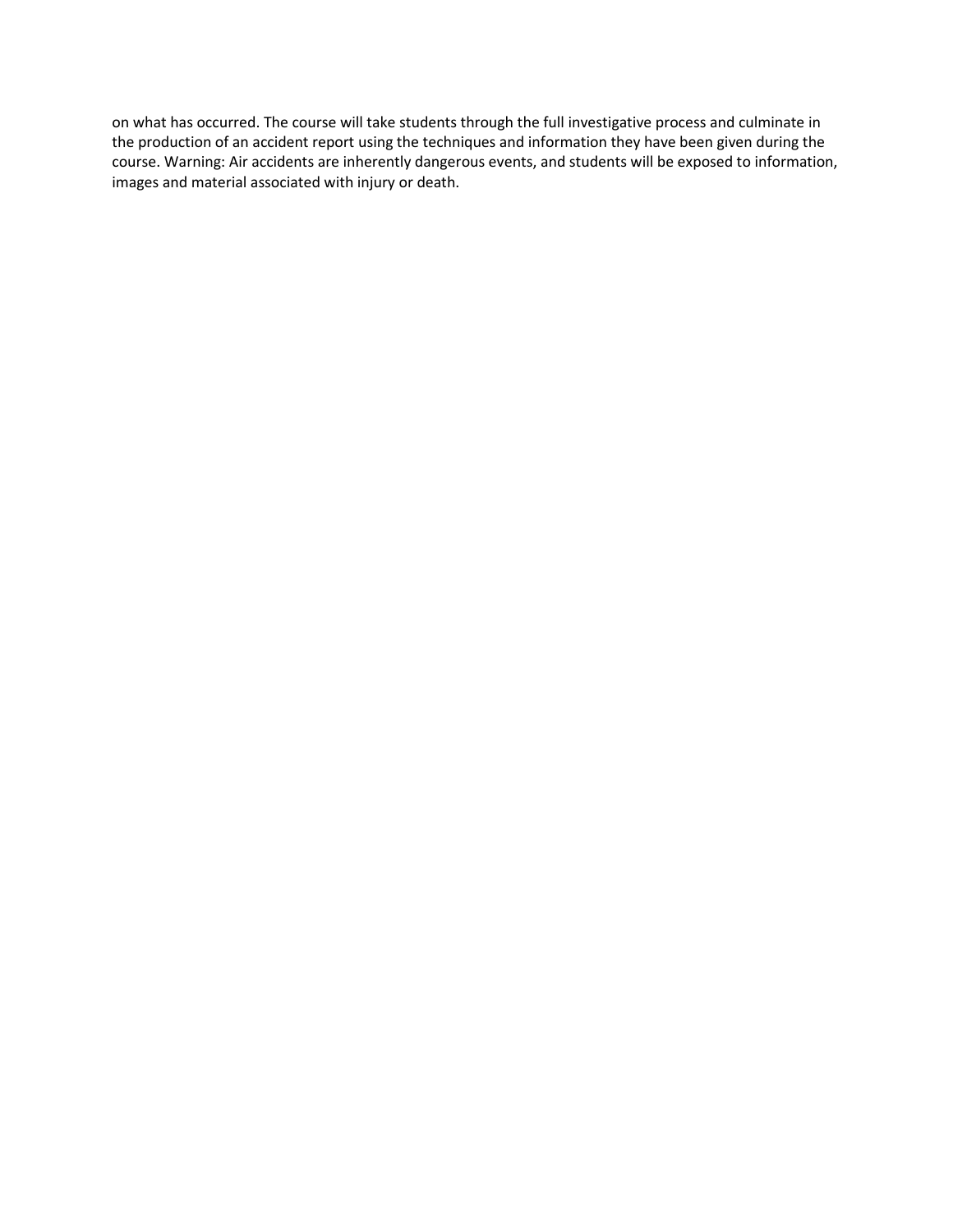on what has occurred. The course will take students through the full investigative process and culminate in the production of an accident report using the techniques and information they have been given during the course. Warning: Air accidents are inherently dangerous events, and students will be exposed to information, images and material associated with injury or death.